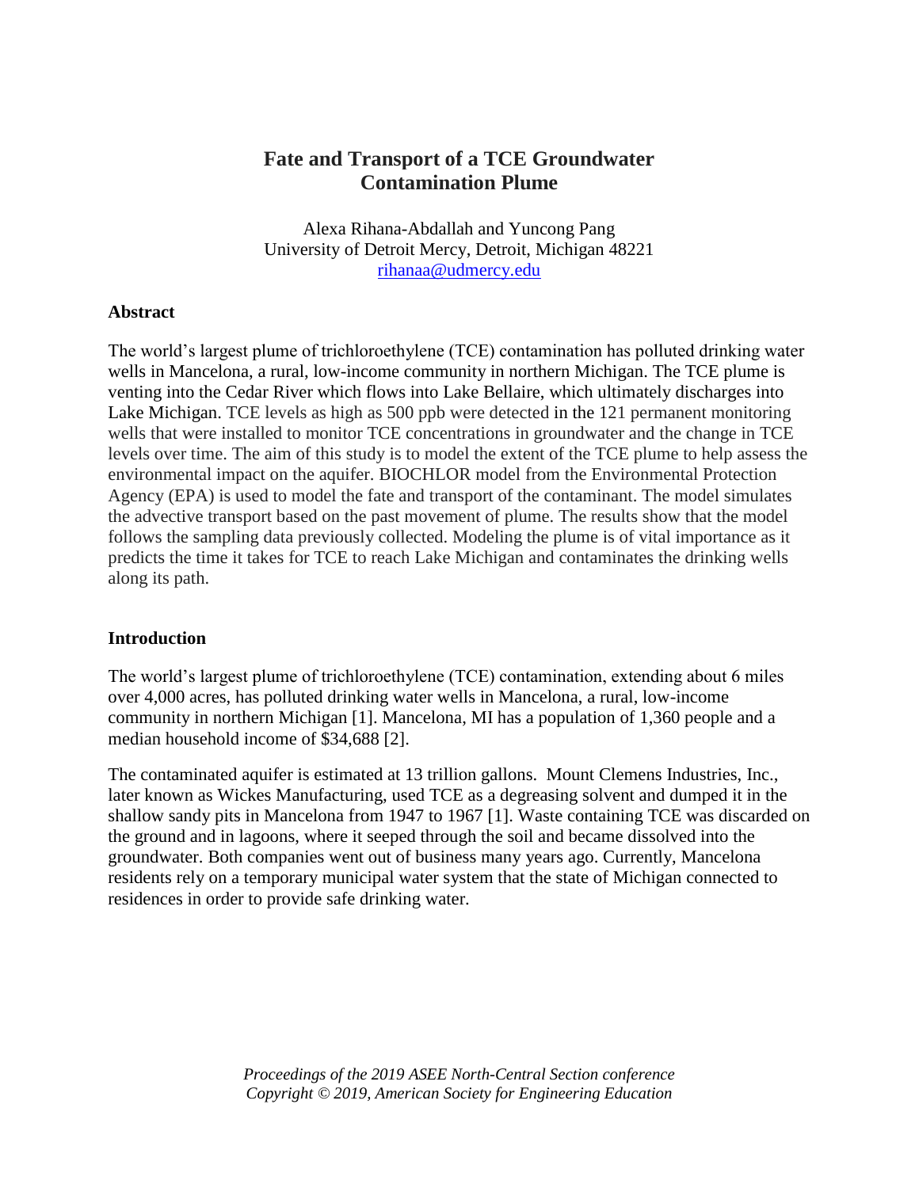# Fate and Transport of a TCE Groundwater Contamination Plume

Alexa Rihana-Abdallah and Yuncong Pang
University of Detroit Mercy, Detroit, Michigan 48221
rihanaa@udmercy.edu

## Abstract

The world's largest plume of trichloroethylene (TCE) contamination has polluted drinking water wells in Mancelona, a rural, low-income community in northern Michigan. The TCE plume is venting into the Cedar River which flows into Lake Bellaire, which ultimately discharges into Lake Michigan. TCE levels as high as 500 ppb were detected in the 121 permanent monitoring wells that were installed to monitor TCE concentrations in groundwater and the change in TCE levels over time. The aim of this study is to model the extent of the TCE plume to help assess the environmental impact on the aquifer. BIOCHLOR model from the Environmental Protection Agency (EPA) is used to model the fate and transport of the contaminant. The model simulates the advective transport based on the past movement of plume. The results show that the model follows the sampling data previously collected. Modeling the plume is of vital importance as it predicts the time it takes for TCE to reach Lake Michigan and contaminates the drinking wells along its path.

## Introduction

The world's largest plume of trichloroethylene (TCE) contamination, extending about 6 miles over 4,000 acres, has polluted drinking water wells in Mancelona, a rural, low-income community in northern Michigan [1]. Mancelona, MI has a population of 1,360 people and a median household income of $34,688 [2].

The contaminated aquifer is estimated at 13 trillion gallons. Mount Clemens Industries, Inc., later known as Wickes Manufacturing, used TCE as a degreasing solvent and dumped it in the shallow sandy pits in Mancelona from 1947 to 1967 [1]. Waste containing TCE was discarded on the ground and in lagoons, where it seeped through the soil and became dissolved into the groundwater. Both companies went out of business many years ago. Currently, Mancelona residents rely on a temporary municipal water system that the state of Michigan connected to residences in order to provide safe drinking water.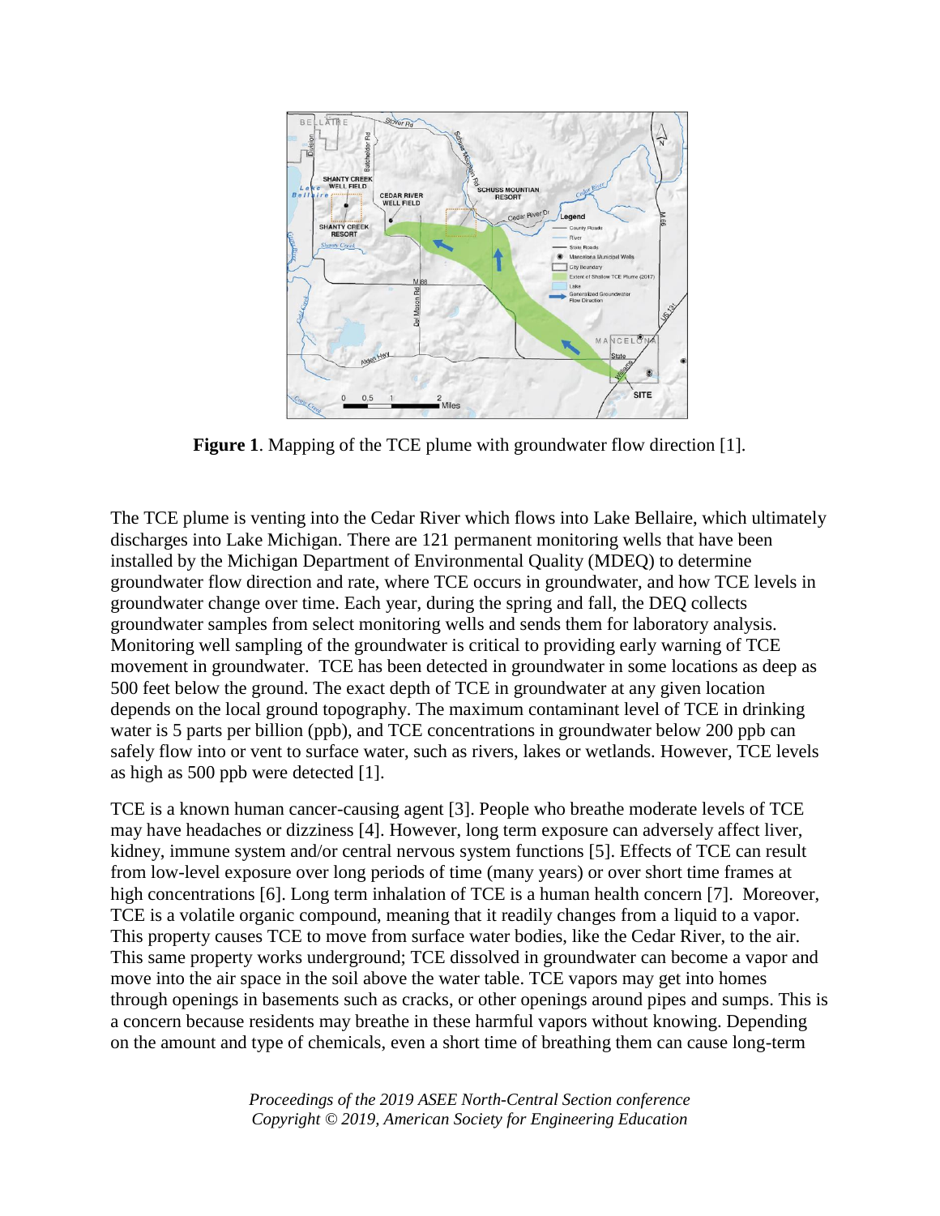**Figure 1**. Mapping of the TCE plume with groundwater flow direction [1].

The TCE plume is venting into the Cedar River which flows into Lake Bellaire, which ultimately discharges into Lake Michigan. There are 121 permanent monitoring wells that have been installed by the Michigan Department of Environmental Quality (MDEQ) to determine groundwater flow direction and rate, where TCE occurs in groundwater, and how TCE levels in groundwater change over time. Each year, during the spring and fall, the DEQ collects groundwater samples from select monitoring wells and sends them for laboratory analysis. Monitoring well sampling of the groundwater is critical to providing early warning of TCE movement in groundwater. TCE has been detected in groundwater in some locations as deep as 500 feet below the ground. The exact depth of TCE in groundwater at any given location depends on the local ground topography. The maximum contaminant level of TCE in drinking water is 5 parts per billion (ppb), and TCE concentrations in groundwater below 200 ppb can safely flow into or vent to surface water, such as rivers, lakes or wetlands. However, TCE levels as high as 500 ppb were detected [1].

TCE is a known human cancer-causing agent [3]. People who breathe moderate levels of TCE may have headaches or dizziness [4]. However, long term exposure can adversely affect liver, kidney, immune system and/or central nervous system functions [5]. Effects of TCE can result from low-level exposure over long periods of time (many years) or over short time frames at high concentrations [6]. Long term inhalation of TCE is a human health concern [7]. Moreover, TCE is a volatile organic compound, meaning that it readily changes from a liquid to a vapor. This property causes TCE to move from surface water bodies, like the Cedar River, to the air. This same property works underground; TCE dissolved in groundwater can become a vapor and move into the air space in the soil above the water table. TCE vapors may get into homes through openings in basements such as cracks, or other openings around pipes and sumps. This is a concern because residents may breathe in these harmful vapors without knowing. Depending on the amount and type of chemicals, even a short time of breathing them can cause long-term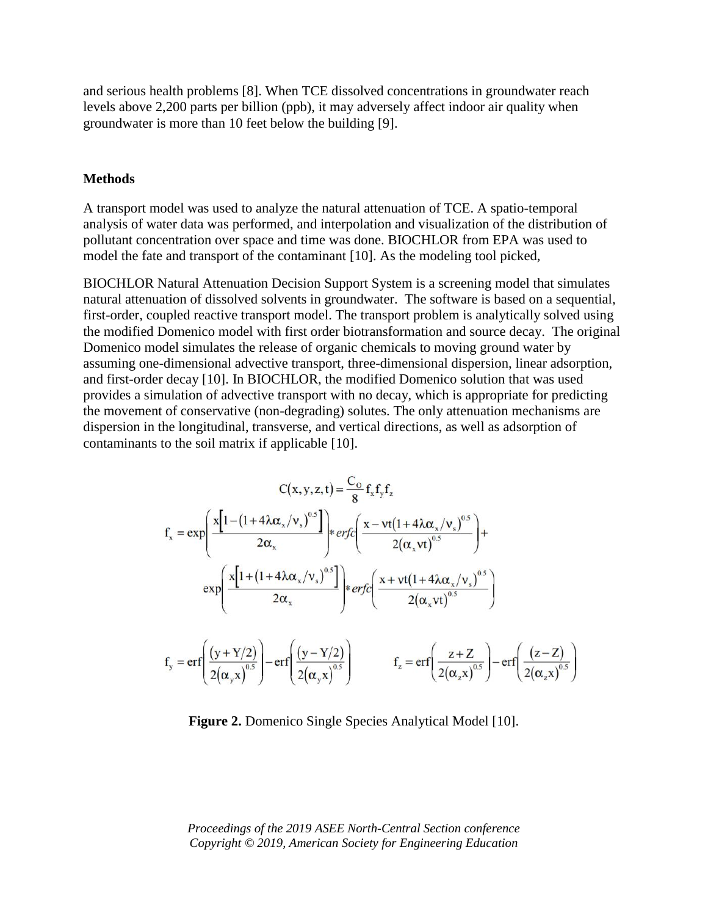and serious health problems [8]. When TCE dissolved concentrations in groundwater reach levels above 2,200 parts per billion (ppb), it may adversely affect indoor air quality when groundwater is more than 10 feet below the building [9].

**Methods**

A transport model was used to analyze the natural attenuation of TCE. A spatio-temporal analysis of water data was performed, and interpolation and visualization of the distribution of pollutant concentration over space and time was done. BIOCHLOR from EPA was used to model the fate and transport of the contaminant [10]. As the modeling tool picked,

BIOCHLOR Natural Attenuation Decision Support System is a screening model that simulates natural attenuation of dissolved solvents in groundwater. The software is based on a sequential, first-order, coupled reactive transport model. The transport problem is analytically solved using the modified Domenico model with first order biotransformation and source decay. The original Domenico model simulates the release of organic chemicals to moving ground water by assuming one-dimensional advective transport, three-dimensional dispersion, linear adsorption, and first-order decay [10]. In BIOCHLOR, the modified Domenico solution that was used provides a simulation of advective transport with no decay, which is appropriate for predicting the movement of conservative (non-degrading) solutes. The only attenuation mechanisms are dispersion in the longitudinal, transverse, and vertical directions, as well as adsorption of contaminants to the soil matrix if applicable [10].

$$C(x,y,z,t) = \frac{C_O}{8} f_x f_y f_z$$

$$f_x = \exp\left(\frac{x\left[1-(1+4\lambda\alpha_x/v_s)^{0.5}\right]}{2\alpha_x}\right) * erfc\left(\frac{x - vt(1+4\lambda\alpha_x/v_s)^{0.5}}{2(\alpha_x vt)^{0.5}}\right) + \exp\left(\frac{x\left[1+(1+4\lambda\alpha_x/v_s)^{0.5}\right]}{2\alpha_x}\right) * erfc\left(\frac{x + vt(1+4\lambda\alpha_x/v_s)^{0.5}}{2(\alpha_x vt)^{0.5}}\right)$$

$$f_y = \mathrm{erf}\left(\frac{(y+Y/2)}{2(\alpha_y x)^{0.5}}\right) - \mathrm{erf}\left(\frac{(y-Y/2)}{2(\alpha_y x)^{0.5}}\right) \qquad f_z = \mathrm{erf}\left(\frac{z+Z}{2(\alpha_z x)^{0.5}}\right) - \mathrm{erf}\left(\frac{(z-Z)}{2(\alpha_z x)^{0.5}}\right)$$

**Figure 2.** Domenico Single Species Analytical Model [10].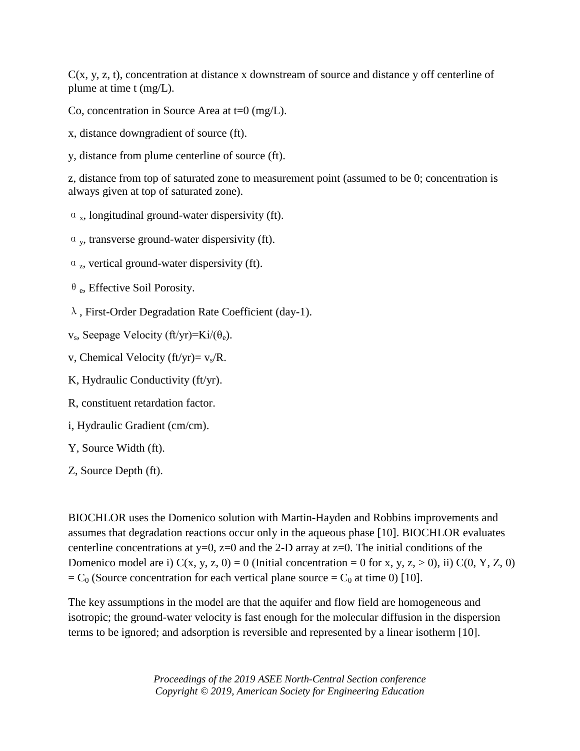$C(x, y, z, t)$, concentration at distance x downstream of source and distance y off centerline of plume at time t (mg/L).

Co, concentration in Source Area at t=0 (mg/L).

x, distance downgradient of source (ft).

y, distance from plume centerline of source (ft).

z, distance from top of saturated zone to measurement point (assumed to be 0; concentration is always given at top of saturated zone).

$\alpha_x$, longitudinal ground-water dispersivity (ft).

$\alpha_y$, transverse ground-water dispersivity (ft).

$\alpha_z$, vertical ground-water dispersivity (ft).

$\theta_e$, Effective Soil Porosity.

$\lambda$, First-Order Degradation Rate Coefficient (day-1).

$v_s$, Seepage Velocity (ft/yr)=$Ki/(\theta_e)$.

v, Chemical Velocity (ft/yr)= $v_s/R$.

K, Hydraulic Conductivity (ft/yr).

R, constituent retardation factor.

i, Hydraulic Gradient (cm/cm).

Y, Source Width (ft).

Z, Source Depth (ft).

BIOCHLOR uses the Domenico solution with Martin-Hayden and Robbins improvements and assumes that degradation reactions occur only in the aqueous phase [10]. BIOCHLOR evaluates centerline concentrations at y=0, z=0 and the 2-D array at z=0. The initial conditions of the Domenico model are i) $C(x, y, z, 0) = 0$ (Initial concentration = 0 for x, y, z, > 0), ii) $C(0, Y, Z, 0) = C_0$ (Source concentration for each vertical plane source = $C_0$ at time 0) [10].

The key assumptions in the model are that the aquifer and flow field are homogeneous and isotropic; the ground-water velocity is fast enough for the molecular diffusion in the dispersion terms to be ignored; and adsorption is reversible and represented by a linear isotherm [10].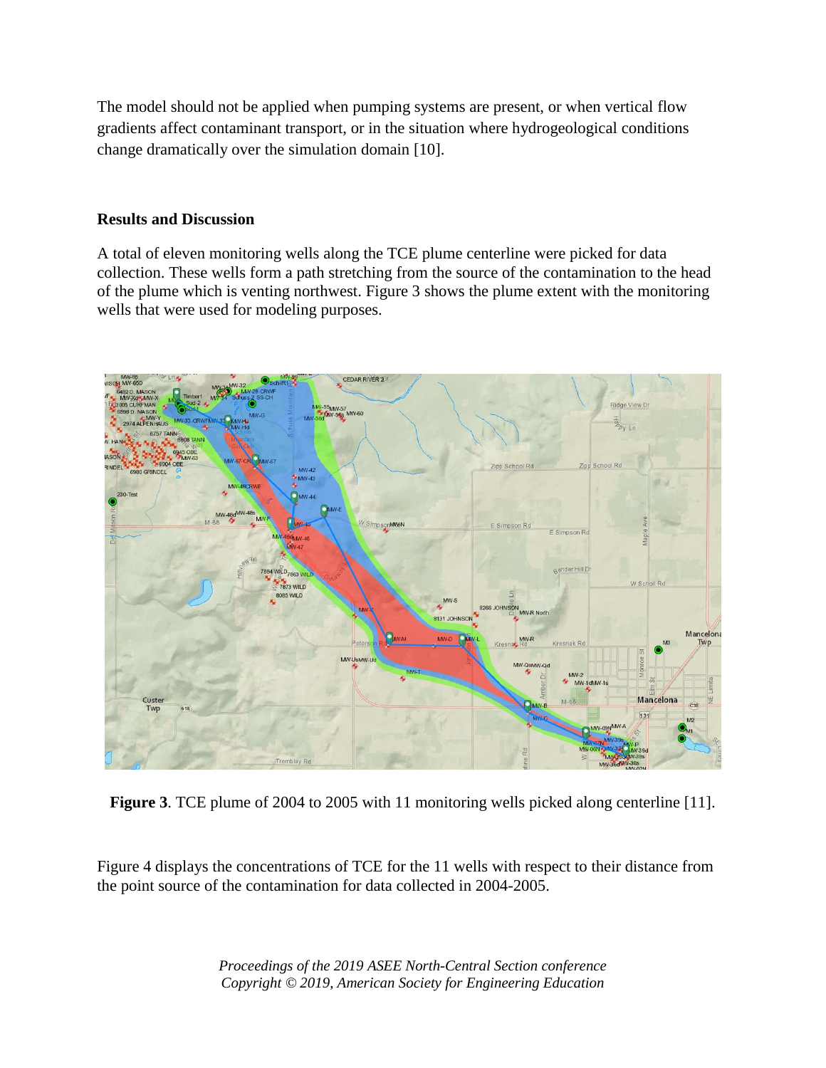The model should not be applied when pumping systems are present, or when vertical flow gradients affect contaminant transport, or in the situation where hydrogeological conditions change dramatically over the simulation domain [10].

## Results and Discussion

A total of eleven monitoring wells along the TCE plume centerline were picked for data collection. These wells form a path stretching from the source of the contamination to the head of the plume which is venting northwest. Figure 3 shows the plume extent with the monitoring wells that were used for modeling purposes.

**Figure 3**. TCE plume of 2004 to 2005 with 11 monitoring wells picked along centerline [11].

Figure 4 displays the concentrations of TCE for the 11 wells with respect to their distance from the point source of the contamination for data collected in 2004-2005.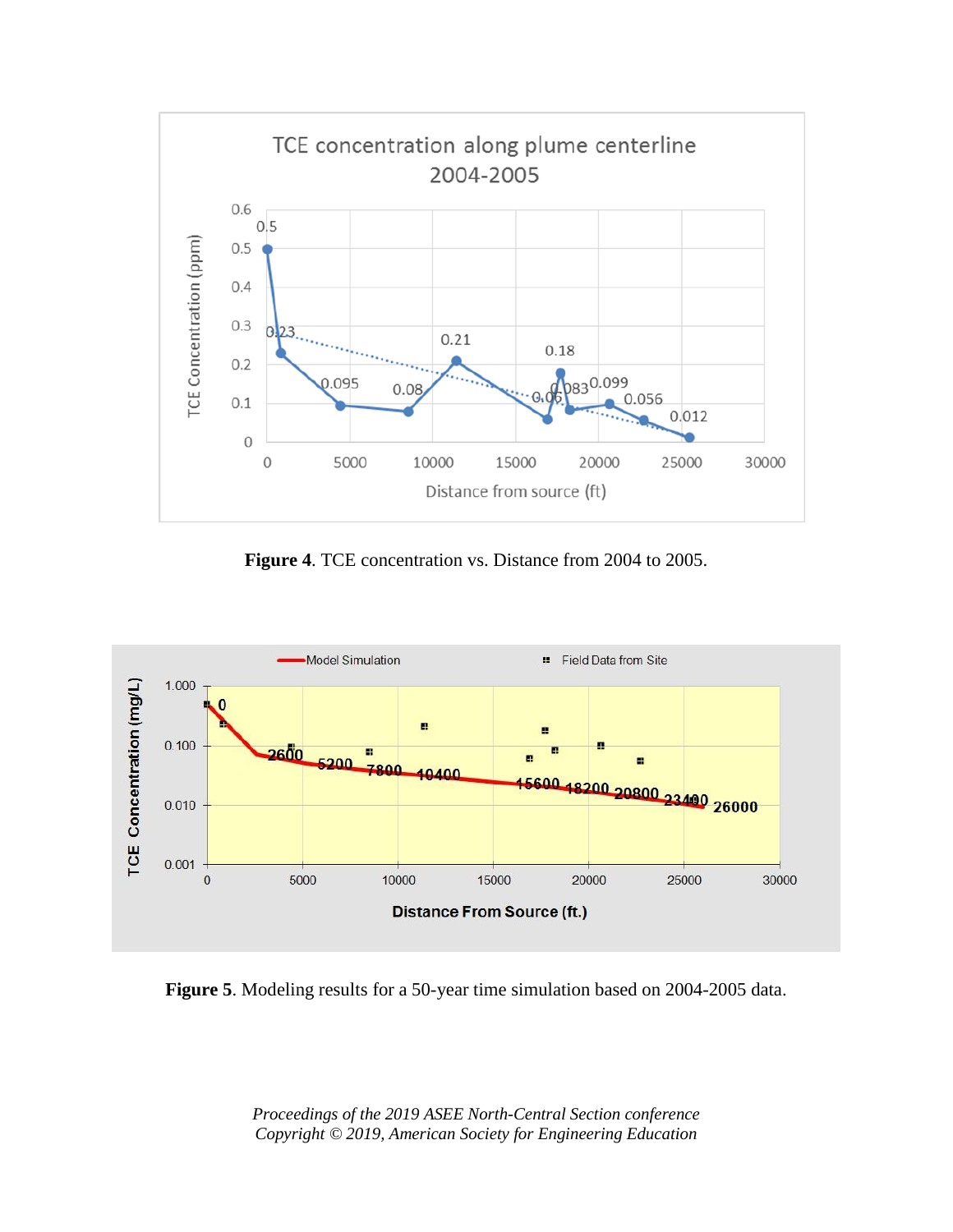**Figure 4**. TCE concentration vs. Distance from 2004 to 2005.

**Figure 5**. Modeling results for a 50-year time simulation based on 2004-2005 data.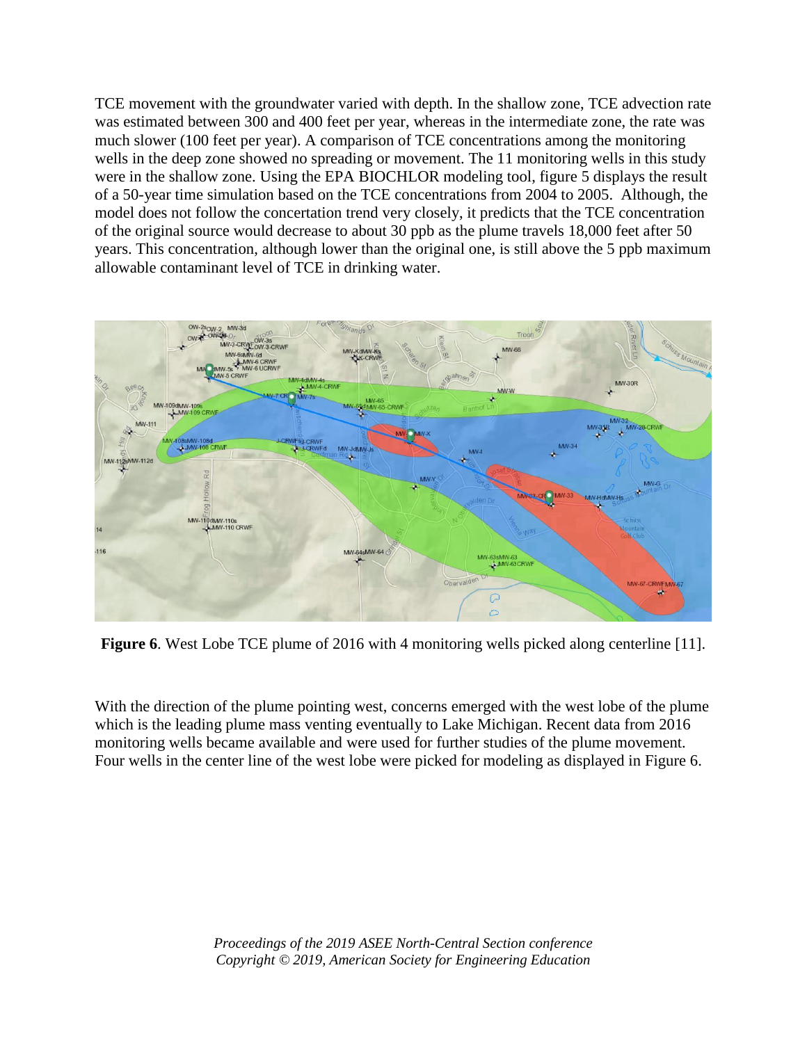TCE movement with the groundwater varied with depth. In the shallow zone, TCE advection rate was estimated between 300 and 400 feet per year, whereas in the intermediate zone, the rate was much slower (100 feet per year). A comparison of TCE concentrations among the monitoring wells in the deep zone showed no spreading or movement. The 11 monitoring wells in this study were in the shallow zone. Using the EPA BIOCHLOR modeling tool, figure 5 displays the result of a 50-year time simulation based on the TCE concentrations from 2004 to 2005. Although, the model does not follow the concertation trend very closely, it predicts that the TCE concentration of the original source would decrease to about 30 ppb as the plume travels 18,000 feet after 50 years. This concentration, although lower than the original one, is still above the 5 ppb maximum allowable contaminant level of TCE in drinking water.

**Figure 6**. West Lobe TCE plume of 2016 with 4 monitoring wells picked along centerline [11].

With the direction of the plume pointing west, concerns emerged with the west lobe of the plume which is the leading plume mass venting eventually to Lake Michigan. Recent data from 2016 monitoring wells became available and were used for further studies of the plume movement. Four wells in the center line of the west lobe were picked for modeling as displayed in Figure 6.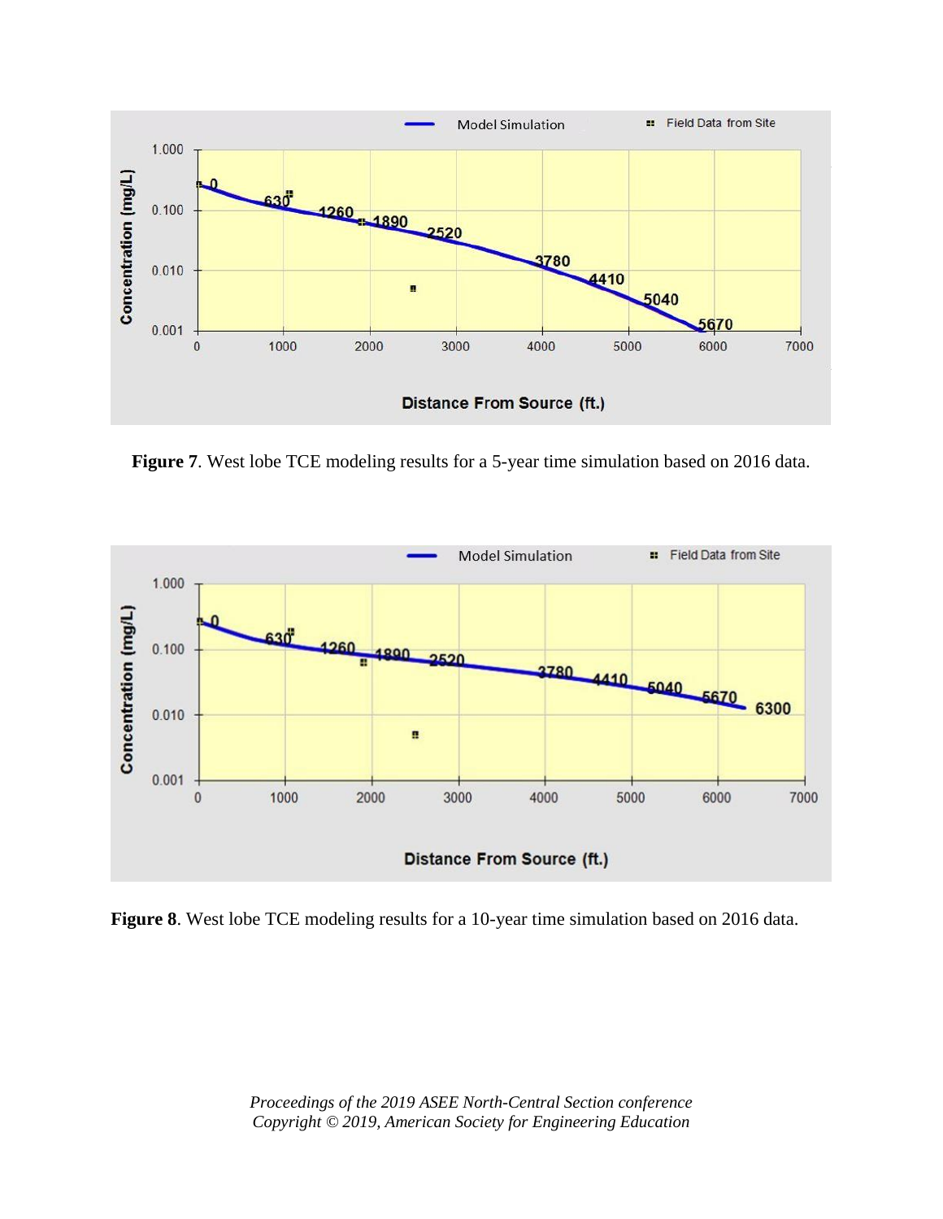**Figure 7**. West lobe TCE modeling results for a 5-year time simulation based on 2016 data.

**Figure 8**. West lobe TCE modeling results for a 10-year time simulation based on 2016 data.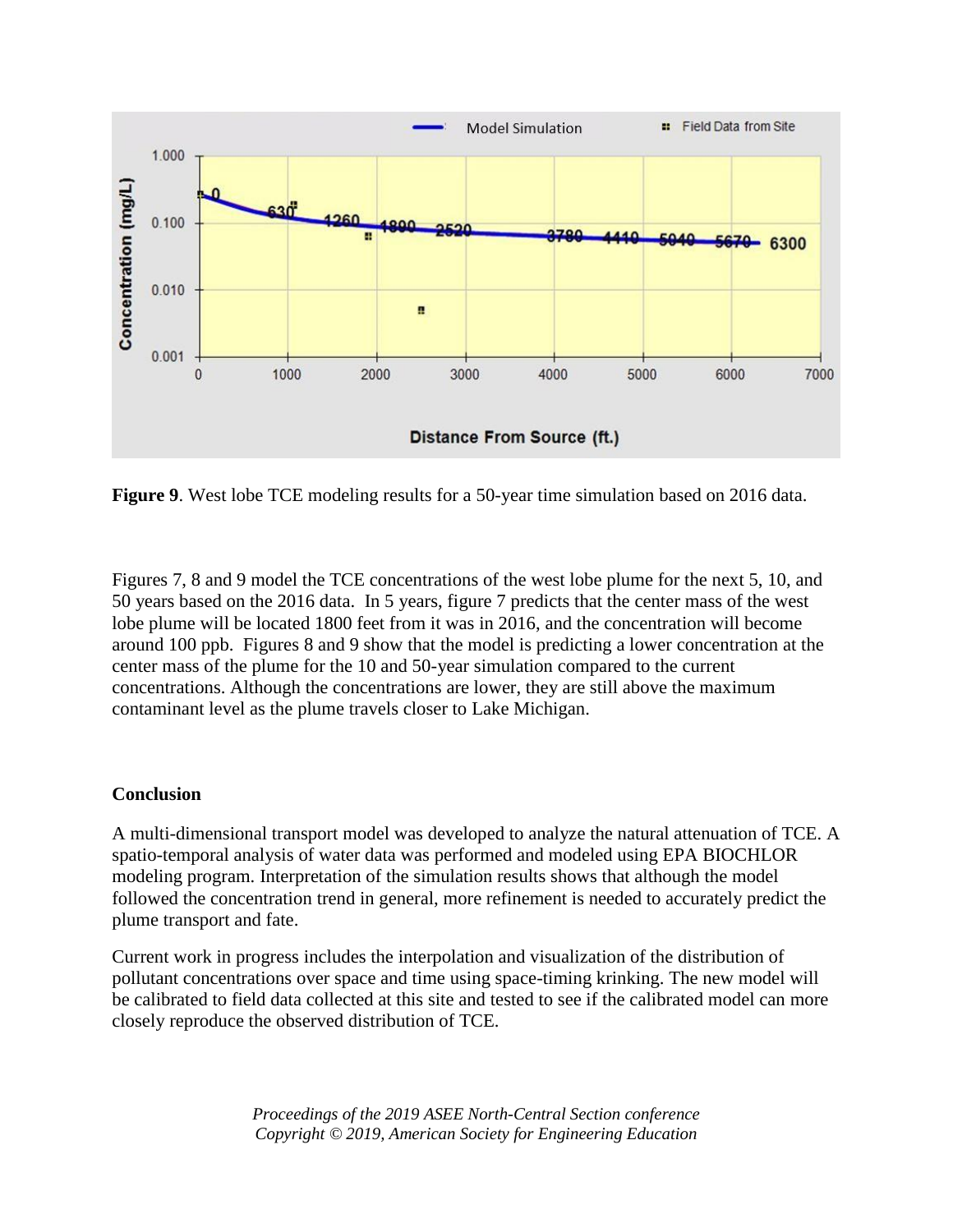**Figure 9**. West lobe TCE modeling results for a 50-year time simulation based on 2016 data.

Figures 7, 8 and 9 model the TCE concentrations of the west lobe plume for the next 5, 10, and 50 years based on the 2016 data. In 5 years, figure 7 predicts that the center mass of the west lobe plume will be located 1800 feet from it was in 2016, and the concentration will become around 100 ppb. Figures 8 and 9 show that the model is predicting a lower concentration at the center mass of the plume for the 10 and 50-year simulation compared to the current concentrations. Although the concentrations are lower, they are still above the maximum contaminant level as the plume travels closer to Lake Michigan.

## Conclusion

A multi-dimensional transport model was developed to analyze the natural attenuation of TCE. A spatio-temporal analysis of water data was performed and modeled using EPA BIOCHLOR modeling program. Interpretation of the simulation results shows that although the model followed the concentration trend in general, more refinement is needed to accurately predict the plume transport and fate.

Current work in progress includes the interpolation and visualization of the distribution of pollutant concentrations over space and time using space-timing krinking. The new model will be calibrated to field data collected at this site and tested to see if the calibrated model can more closely reproduce the observed distribution of TCE.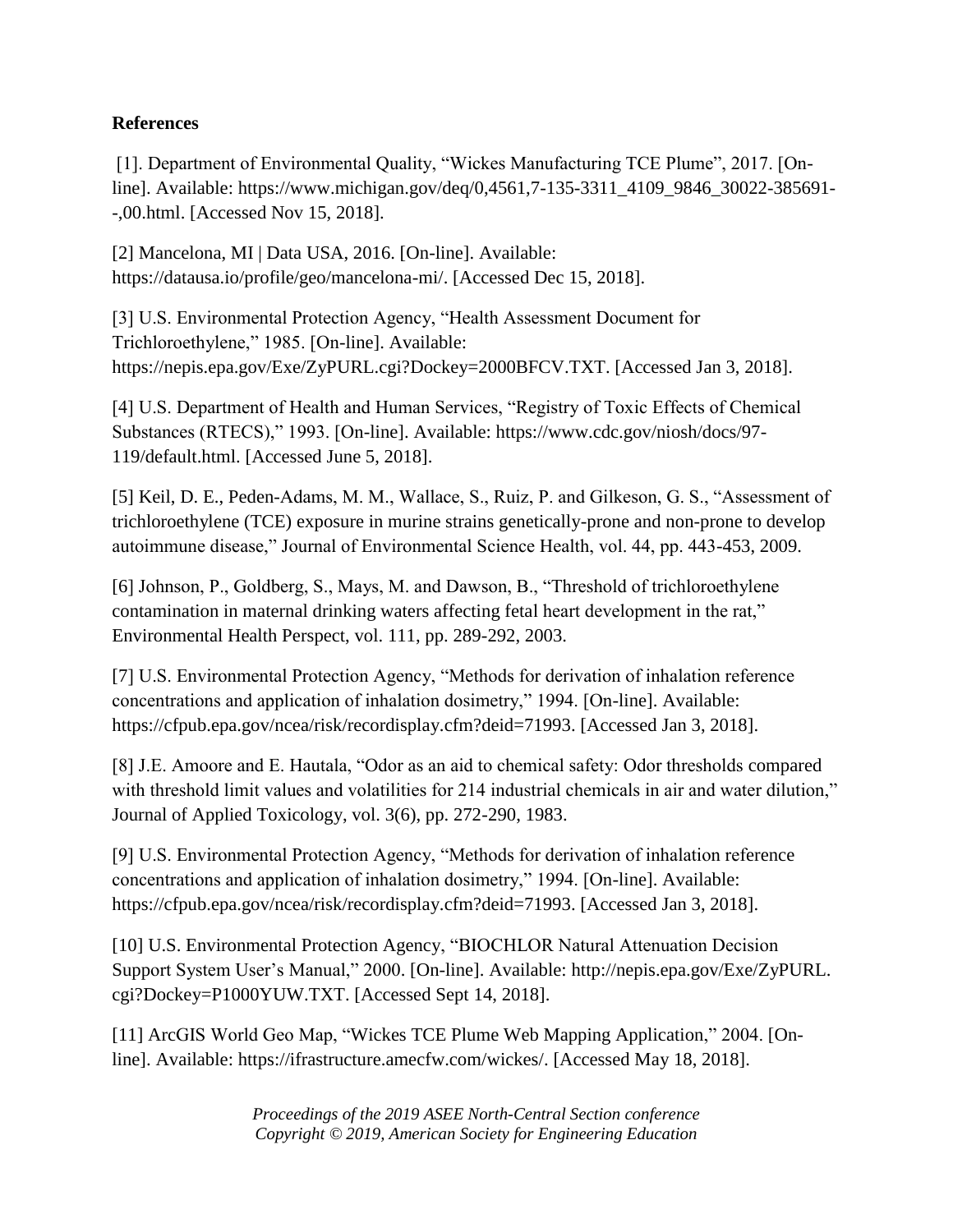## References

[1]. Department of Environmental Quality, "Wickes Manufacturing TCE Plume", 2017. [On-line]. Available: https://www.michigan.gov/deq/0,4561,7-135-3311_4109_9846_30022-385691--,00.html. [Accessed Nov 15, 2018].

[2] Mancelona, MI | Data USA, 2016. [On-line]. Available: https://datausa.io/profile/geo/mancelona-mi/. [Accessed Dec 15, 2018].

[3] U.S. Environmental Protection Agency, "Health Assessment Document for Trichloroethylene," 1985. [On-line]. Available: https://nepis.epa.gov/Exe/ZyPURL.cgi?Dockey=2000BFCV.TXT. [Accessed Jan 3, 2018].

[4] U.S. Department of Health and Human Services, "Registry of Toxic Effects of Chemical Substances (RTECS)," 1993. [On-line]. Available: https://www.cdc.gov/niosh/docs/97-119/default.html. [Accessed June 5, 2018].

[5] Keil, D. E., Peden-Adams, M. M., Wallace, S., Ruiz, P. and Gilkeson, G. S., "Assessment of trichloroethylene (TCE) exposure in murine strains genetically-prone and non-prone to develop autoimmune disease," Journal of Environmental Science Health, vol. 44, pp. 443-453, 2009.

[6] Johnson, P., Goldberg, S., Mays, M. and Dawson, B., "Threshold of trichloroethylene contamination in maternal drinking waters affecting fetal heart development in the rat," Environmental Health Perspect, vol. 111, pp. 289-292, 2003.

[7] U.S. Environmental Protection Agency, "Methods for derivation of inhalation reference concentrations and application of inhalation dosimetry," 1994. [On-line]. Available: https://cfpub.epa.gov/ncea/risk/recordisplay.cfm?deid=71993. [Accessed Jan 3, 2018].

[8] J.E. Amoore and E. Hautala, "Odor as an aid to chemical safety: Odor thresholds compared with threshold limit values and volatilities for 214 industrial chemicals in air and water dilution," Journal of Applied Toxicology, vol. 3(6), pp. 272-290, 1983.

[9] U.S. Environmental Protection Agency, "Methods for derivation of inhalation reference concentrations and application of inhalation dosimetry," 1994. [On-line]. Available: https://cfpub.epa.gov/ncea/risk/recordisplay.cfm?deid=71993. [Accessed Jan 3, 2018].

[10] U.S. Environmental Protection Agency, "BIOCHLOR Natural Attenuation Decision Support System User's Manual," 2000. [On-line]. Available: http://nepis.epa.gov/Exe/ZyPURL.cgi?Dockey=P1000YUW.TXT. [Accessed Sept 14, 2018].

[11] ArcGIS World Geo Map, "Wickes TCE Plume Web Mapping Application," 2004. [On-line]. Available: https://ifrastructure.amecfw.com/wickes/. [Accessed May 18, 2018].